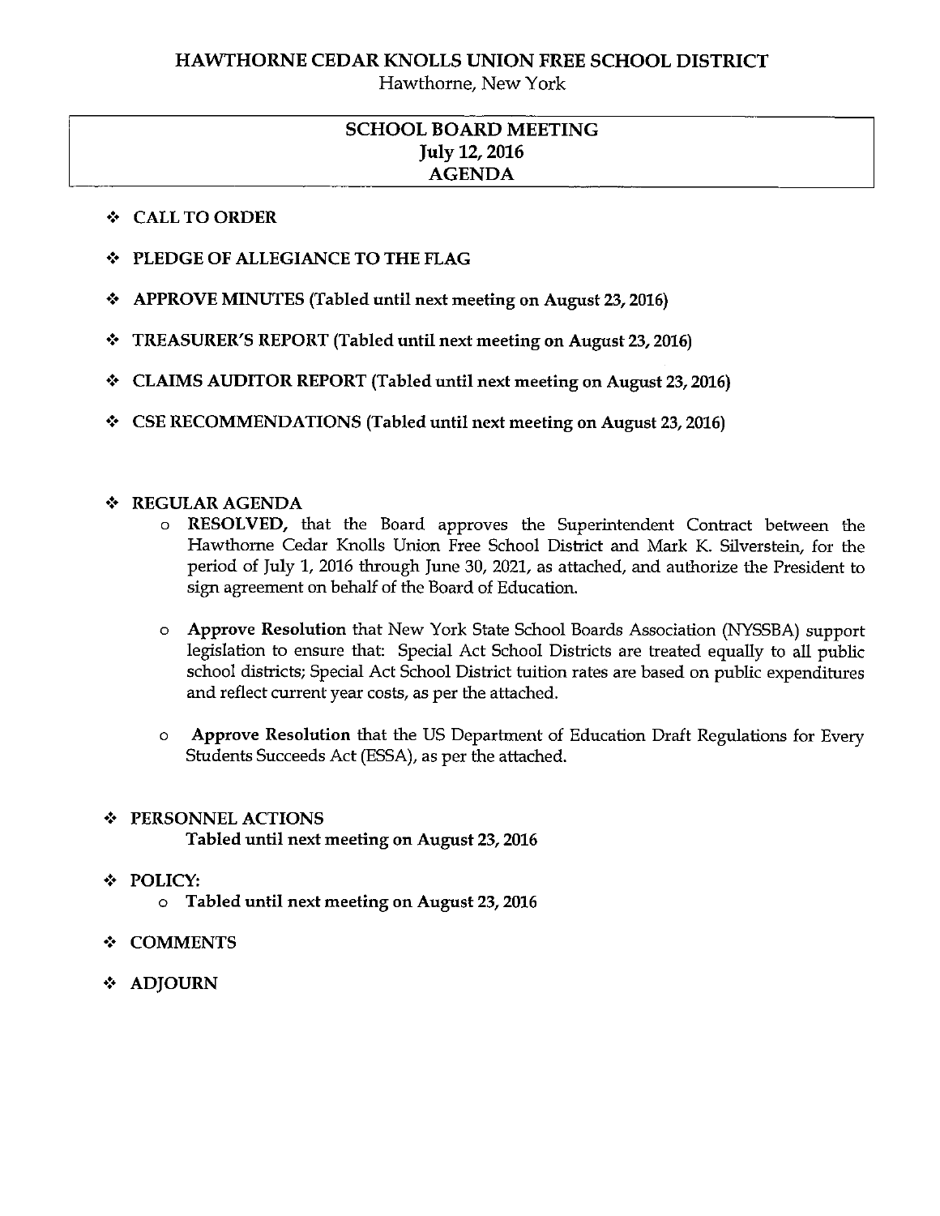# HAWTHORNE CEDAR KNOLLS UNION FREE SCHOOL DISTRICT

Hawthorne, New York

## SCHOOL BOARD MEETING
## July 12, 2016
## AGENDA

- **CALL TO ORDER**
- **PLEDGE OF ALLEGIANCE TO THE FLAG**
- **APPROVE MINUTES (Tabled until next meeting on August 23, 2016)**
- **TREASURER'S REPORT (Tabled until next meeting on August 23, 2016)**
- **CLAIMS AUDITOR REPORT (Tabled until next meeting on August 23, 2016)**
- **CSE RECOMMENDATIONS (Tabled until next meeting on August 23, 2016)**

- **REGULAR AGENDA**
  - **RESOLVED,** that the Board approves the Superintendent Contract between the Hawthorne Cedar Knolls Union Free School District and Mark K. Silverstein, for the period of July 1, 2016 through June 30, 2021, as attached, and authorize the President to sign agreement on behalf of the Board of Education.
  - **Approve Resolution** that New York State School Boards Association (NYSSBA) support legislation to ensure that: Special Act School Districts are treated equally to all public school districts; Special Act School District tuition rates are based on public expenditures and reflect current year costs, as per the attached.
  - **Approve Resolution** that the US Department of Education Draft Regulations for Every Students Succeeds Act (ESSA), as per the attached.

- **PERSONNEL ACTIONS**
  **Tabled until next meeting on August 23, 2016**

- **POLICY:**
  - **Tabled until next meeting on August 23, 2016**

- **COMMENTS**

- **ADJOURN**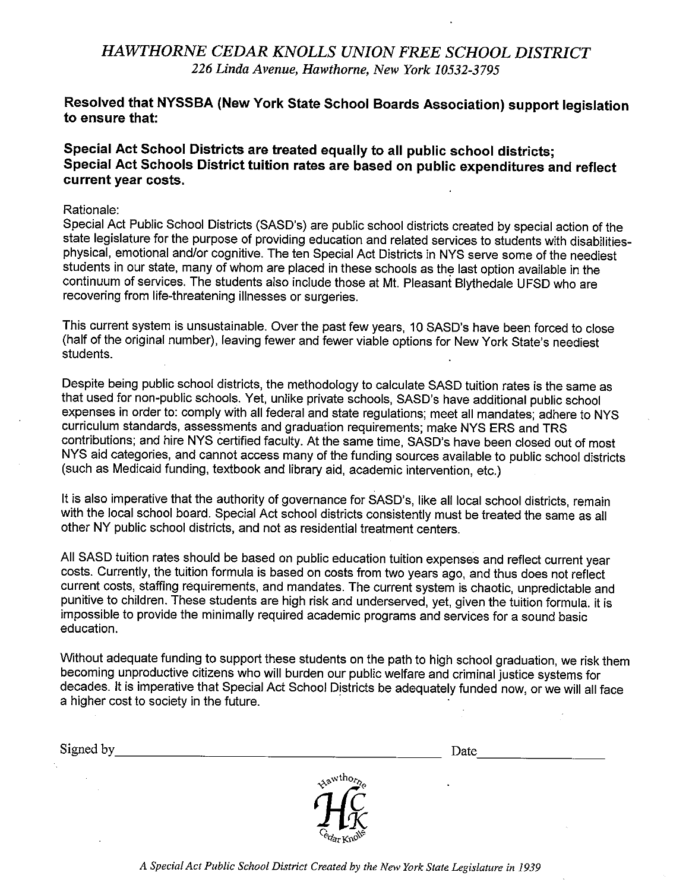# *HAWTHORNE CEDAR KNOLLS UNION FREE SCHOOL DISTRICT*

*226 Linda Avenue, Hawthorne, New York 10532-3795*

**Resolved that NYSSBA (New York State School Boards Association) support legislation to ensure that:**

**Special Act School Districts are treated equally to all public school districts;**
**Special Act Schools District tuition rates are based on public expenditures and reflect current year costs.**

Rationale:
Special Act Public School Districts (SASD's) are public school districts created by special action of the state legislature for the purpose of providing education and related services to students with disabilities-physical, emotional and/or cognitive. The ten Special Act Districts in NYS serve some of the neediest students in our state, many of whom are placed in these schools as the last option available in the continuum of services. The students also include those at Mt. Pleasant Blythedale UFSD who are recovering from life-threatening illnesses or surgeries.

This current system is unsustainable. Over the past few years, 10 SASD's have been forced to close (half of the original number), leaving fewer and fewer viable options for New York State's neediest students.

Despite being public school districts, the methodology to calculate SASD tuition rates is the same as that used for non-public schools. Yet, unlike private schools, SASD's have additional public school expenses in order to: comply with all federal and state regulations; meet all mandates; adhere to NYS curriculum standards, assessments and graduation requirements; make NYS ERS and TRS contributions; and hire NYS certified faculty. At the same time, SASD's have been closed out of most NYS aid categories, and cannot access many of the funding sources available to public school districts (such as Medicaid funding, textbook and library aid, academic intervention, etc.)

It is also imperative that the authority of governance for SASD's, like all local school districts, remain with the local school board. Special Act school districts consistently must be treated the same as all other NY public school districts, and not as residential treatment centers.

All SASD tuition rates should be based on public education tuition expenses and reflect current year costs. Currently, the tuition formula is based on costs from two years ago, and thus does not reflect current costs, staffing requirements, and mandates. The current system is chaotic, unpredictable and punitive to children. These students are high risk and underserved, yet, given the tuition formula. it is impossible to provide the minimally required academic programs and services for a sound basic education.

Without adequate funding to support these students on the path to high school graduation, we risk them becoming unproductive citizens who will burden our public welfare and criminal justice systems for decades. It is imperative that Special Act School Districts be adequately funded now, or we will all face a higher cost to society in the future.

Signed by\_\_\_\_\_\_\_\_\_\_\_\_\_\_\_\_\_\_\_\_\_\_\_\_\_\_\_\_\_\_\_\_\_\_\_\_\_\_\_\_ Date\_\_\_\_\_\_\_\_\_\_\_\_\_\_\_

Hawthorne HCK Cedar Knolls

*A Special Act Public School District Created by the New York State Legislature in 1939*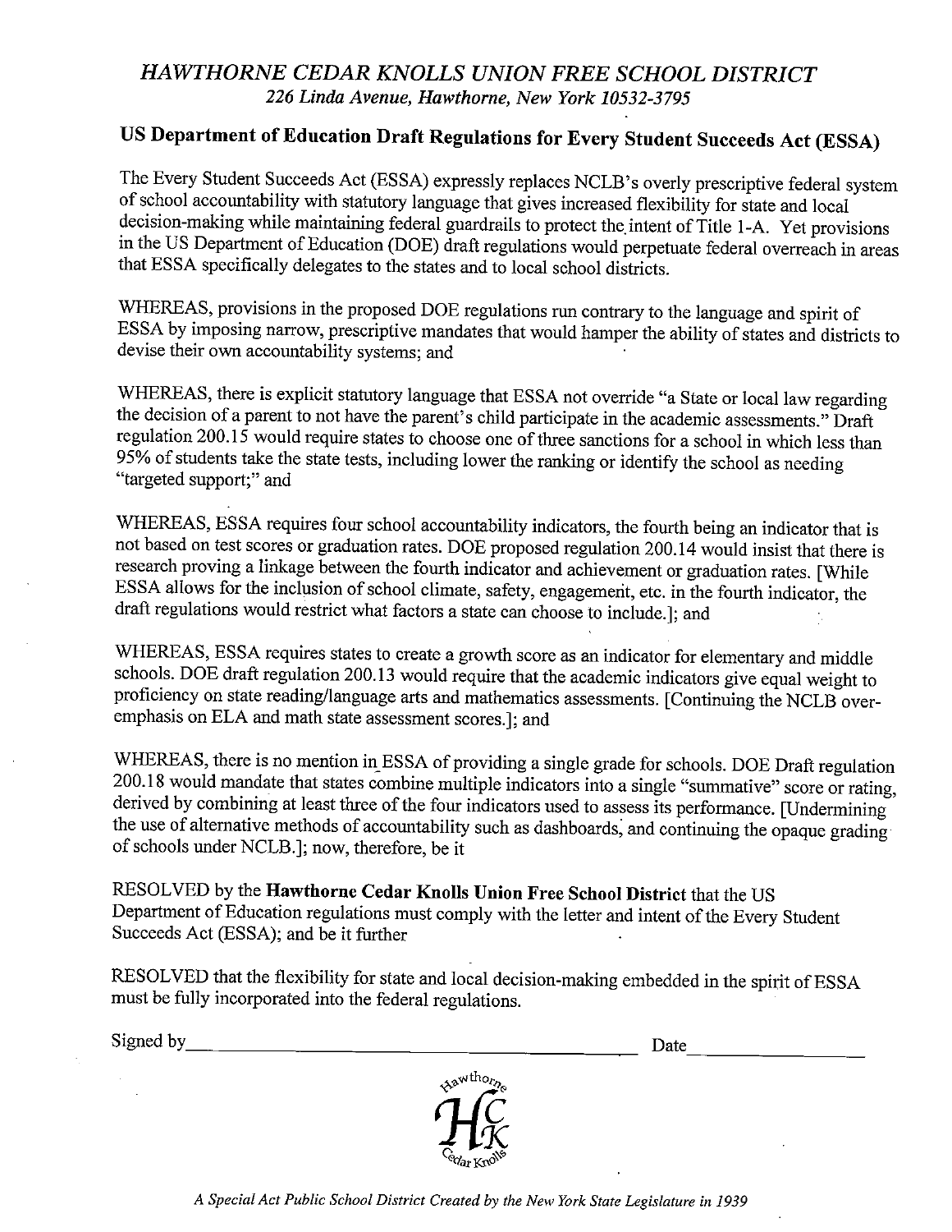*HAWTHORNE CEDAR KNOLLS UNION FREE SCHOOL DISTRICT*
*226 Linda Avenue, Hawthorne, New York 10532-3795*

## US Department of Education Draft Regulations for Every Student Succeeds Act (ESSA)

The Every Student Succeeds Act (ESSA) expressly replaces NCLB's overly prescriptive federal system of school accountability with statutory language that gives increased flexibility for state and local decision-making while maintaining federal guardrails to protect the intent of Title 1-A. Yet provisions in the US Department of Education (DOE) draft regulations would perpetuate federal overreach in areas that ESSA specifically delegates to the states and to local school districts.

WHEREAS, provisions in the proposed DOE regulations run contrary to the language and spirit of ESSA by imposing narrow, prescriptive mandates that would hamper the ability of states and districts to devise their own accountability systems; and

WHEREAS, there is explicit statutory language that ESSA not override "a State or local law regarding the decision of a parent to not have the parent's child participate in the academic assessments." Draft regulation 200.15 would require states to choose one of three sanctions for a school in which less than 95% of students take the state tests, including lower the ranking or identify the school as needing "targeted support;" and

WHEREAS, ESSA requires four school accountability indicators, the fourth being an indicator that is not based on test scores or graduation rates. DOE proposed regulation 200.14 would insist that there is research proving a linkage between the fourth indicator and achievement or graduation rates. [While ESSA allows for the inclusion of school climate, safety, engagement, etc. in the fourth indicator, the draft regulations would restrict what factors a state can choose to include.]; and

WHEREAS, ESSA requires states to create a growth score as an indicator for elementary and middle schools. DOE draft regulation 200.13 would require that the academic indicators give equal weight to proficiency on state reading/language arts and mathematics assessments. [Continuing the NCLB over-emphasis on ELA and math state assessment scores.]; and

WHEREAS, there is no mention in ESSA of providing a single grade for schools. DOE Draft regulation 200.18 would mandate that states combine multiple indicators into a single "summative" score or rating, derived by combining at least three of the four indicators used to assess its performance. [Undermining the use of alternative methods of accountability such as dashboards, and continuing the opaque grading of schools under NCLB.]; now, therefore, be it

RESOLVED by the **Hawthorne Cedar Knolls Union Free School District** that the US Department of Education regulations must comply with the letter and intent of the Every Student Succeeds Act (ESSA); and be it further

RESOLVED that the flexibility for state and local decision-making embedded in the spirit of ESSA must be fully incorporated into the federal regulations.

Signed by\_\_\_\_\_\_\_\_\_\_\_\_\_\_\_\_\_\_\_\_\_\_\_\_\_\_\_\_\_\_\_\_\_\_\_\_\_\_\_\_ Date\_\_\_\_\_\_\_\_\_\_\_\_\_\_\_\_

Hawthorne HCK Cedar Knolls

*A Special Act Public School District Created by the New York State Legislature in 1939*